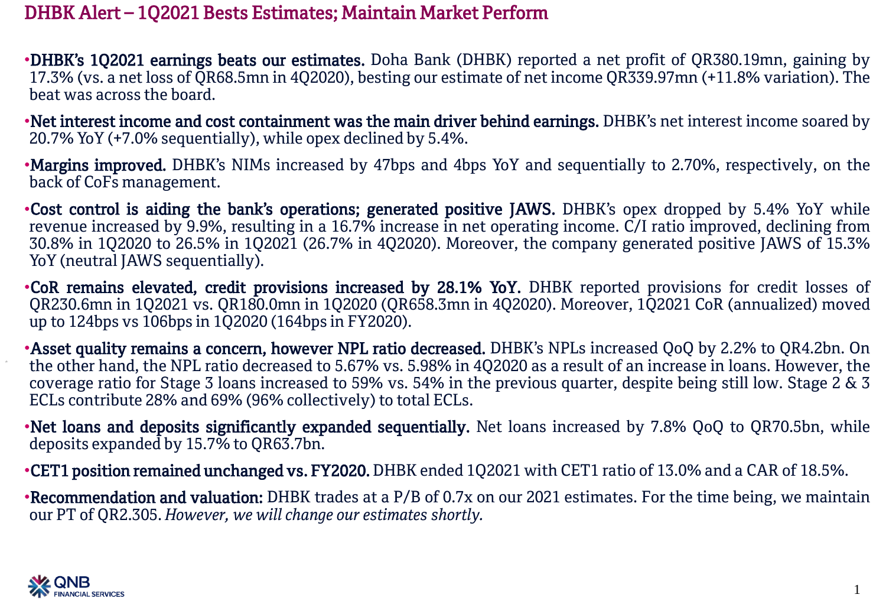# DHBK Alert – 1Q2021 Bests Estimates; Maintain Market Perform

- **DHBK's 1Q2021 earnings beats our estimates.** Doha Bank (DHBK) reported a net profit of QR380.19mn, gaining by 17.3% (vs. a net loss of QR68.5mn in 4Q2020), besting our estimate of net income QR339.97mn (+11.8% variation). The beat was across the board.
- **Net interest income and cost containment was the main driver behind earnings.** DHBK's net interest income soared by 20.7% YoY (+7.0% sequentially), while opex declined by 5.4%.
- **Margins improved.** DHBK's NIMs increased by 47bps and 4bps YoY and sequentially to 2.70%, respectively, on the back of CoFs management.
- **Cost control is aiding the bank's operations; generated positive JAWS.** DHBK's opex dropped by 5.4% YoY while revenue increased by 9.9%, resulting in a 16.7% increase in net operating income. C/I ratio improved, declining from 30.8% in 1Q2020 to 26.5% in 1Q2021 (26.7% in 4Q2020). Moreover, the company generated positive JAWS of 15.3% YoY (neutral JAWS sequentially).
- **CoR remains elevated, credit provisions increased by 28.1% YoY.** DHBK reported provisions for credit losses of QR230.6mn in 1Q2021 vs. QR180.0mn in 1Q2020 (QR658.3mn in 4Q2020). Moreover, 1Q2021 CoR (annualized) moved up to 124bps vs 106bps in 1Q2020 (164bps in FY2020).
- **Asset quality remains a concern, however NPL ratio decreased.** DHBK's NPLs increased QoQ by 2.2% to QR4.2bn. On the other hand, the NPL ratio decreased to 5.67% vs. 5.98% in 4Q2020 as a result of an increase in loans. However, the coverage ratio for Stage 3 loans increased to 59% vs. 54% in the previous quarter, despite being still low. Stage 2 & 3 ECLs contribute 28% and 69% (96% collectively) to total ECLs.
- **Net loans and deposits significantly expanded sequentially.** Net loans increased by 7.8% QoQ to QR70.5bn, while deposits expanded by 15.7% to QR63.7bn.
- **CET1 position remained unchanged vs. FY2020.** DHBK ended 1Q2021 with CET1 ratio of 13.0% and a CAR of 18.5%.
- **Recommendation and valuation:** DHBK trades at a P/B of 0.7x on our 2021 estimates. For the time being, we maintain our PT of QR2.305. *However, we will change our estimates shortly.*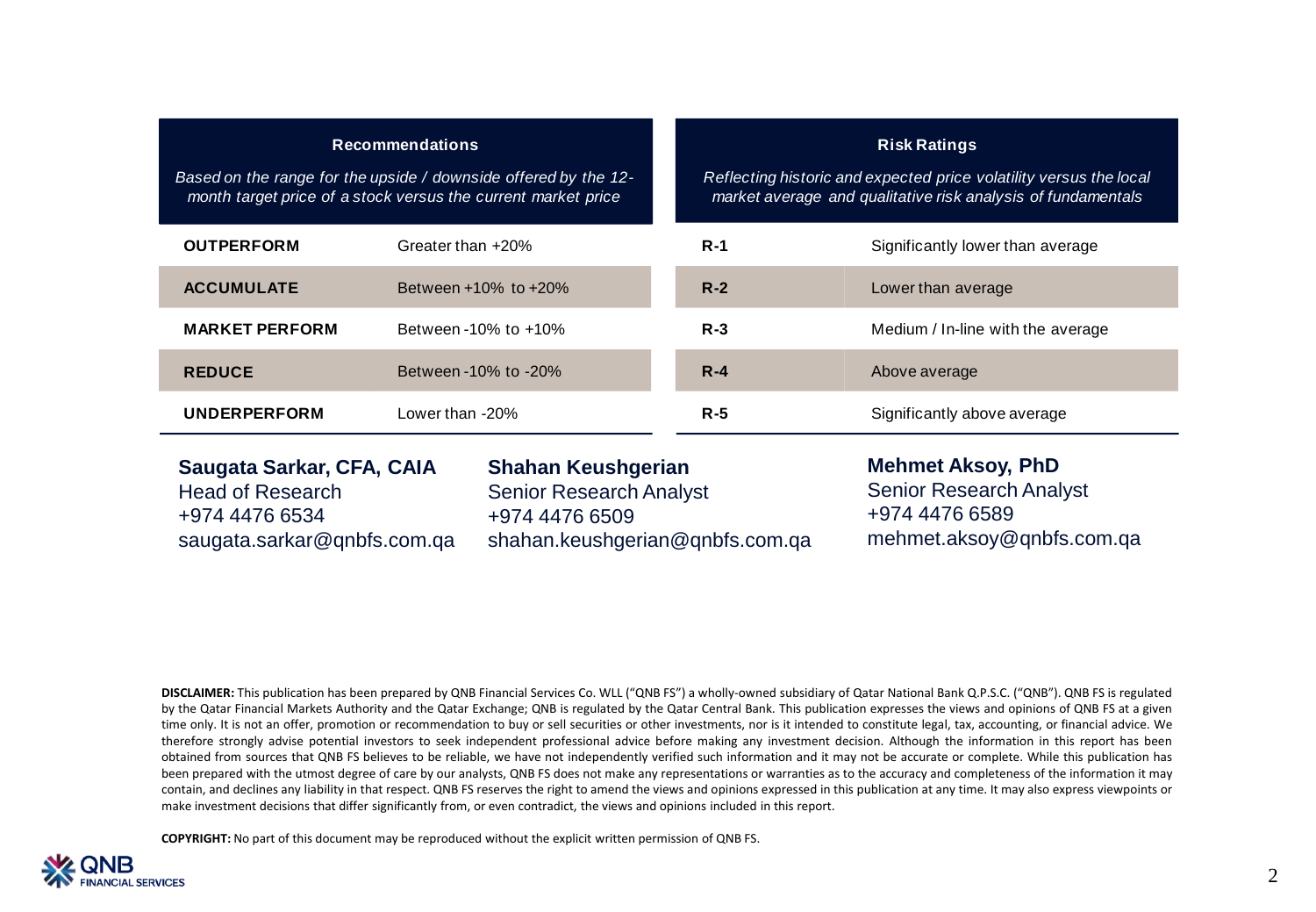| Recommendations | |
|---|---|
| *Based on the range for the upside / downside offered by the 12-month target price of a stock versus the current market price* | |
| **OUTPERFORM** | Greater than +20% |
| **ACCUMULATE** | Between +10% to +20% |
| **MARKET PERFORM** | Between -10% to +10% |
| **REDUCE** | Between -10% to -20% |
| **UNDERPERFORM** | Lower than -20% |

| Risk Ratings | |
|---|---|
| *Reflecting historic and expected price volatility versus the local market average and qualitative risk analysis of fundamentals* | |
| **R-1** | Significantly lower than average |
| **R-2** | Lower than average |
| **R-3** | Medium / In-line with the average |
| **R-4** | Above average |
| **R-5** | Significantly above average |

**Saugata Sarkar, CFA, CAIA**
Head of Research
+974 4476 6534
saugata.sarkar@qnbfs.com.qa

**Shahan Keushgerian**
Senior Research Analyst
+974 4476 6509
shahan.keushgerian@qnbfs.com.qa

**Mehmet Aksoy, PhD**
Senior Research Analyst
+974 4476 6589
mehmet.aksoy@qnbfs.com.qa

**DISCLAIMER:** This publication has been prepared by QNB Financial Services Co. WLL ("QNB FS") a wholly-owned subsidiary of Qatar National Bank Q.P.S.C. ("QNB"). QNB FS is regulated by the Qatar Financial Markets Authority and the Qatar Exchange; QNB is regulated by the Qatar Central Bank. This publication expresses the views and opinions of QNB FS at a given time only. It is not an offer, promotion or recommendation to buy or sell securities or other investments, nor is it intended to constitute legal, tax, accounting, or financial advice. We therefore strongly advise potential investors to seek independent professional advice before making any investment decision. Although the information in this report has been obtained from sources that QNB FS believes to be reliable, we have not independently verified such information and it may not be accurate or complete. While this publication has been prepared with the utmost degree of care by our analysts, QNB FS does not make any representations or warranties as to the accuracy and completeness of the information it may contain, and declines any liability in that respect. QNB FS reserves the right to amend the views and opinions expressed in this publication at any time. It may also express viewpoints or make investment decisions that differ significantly from, or even contradict, the views and opinions included in this report.

**COPYRIGHT:** No part of this document may be reproduced without the explicit written permission of QNB FS.